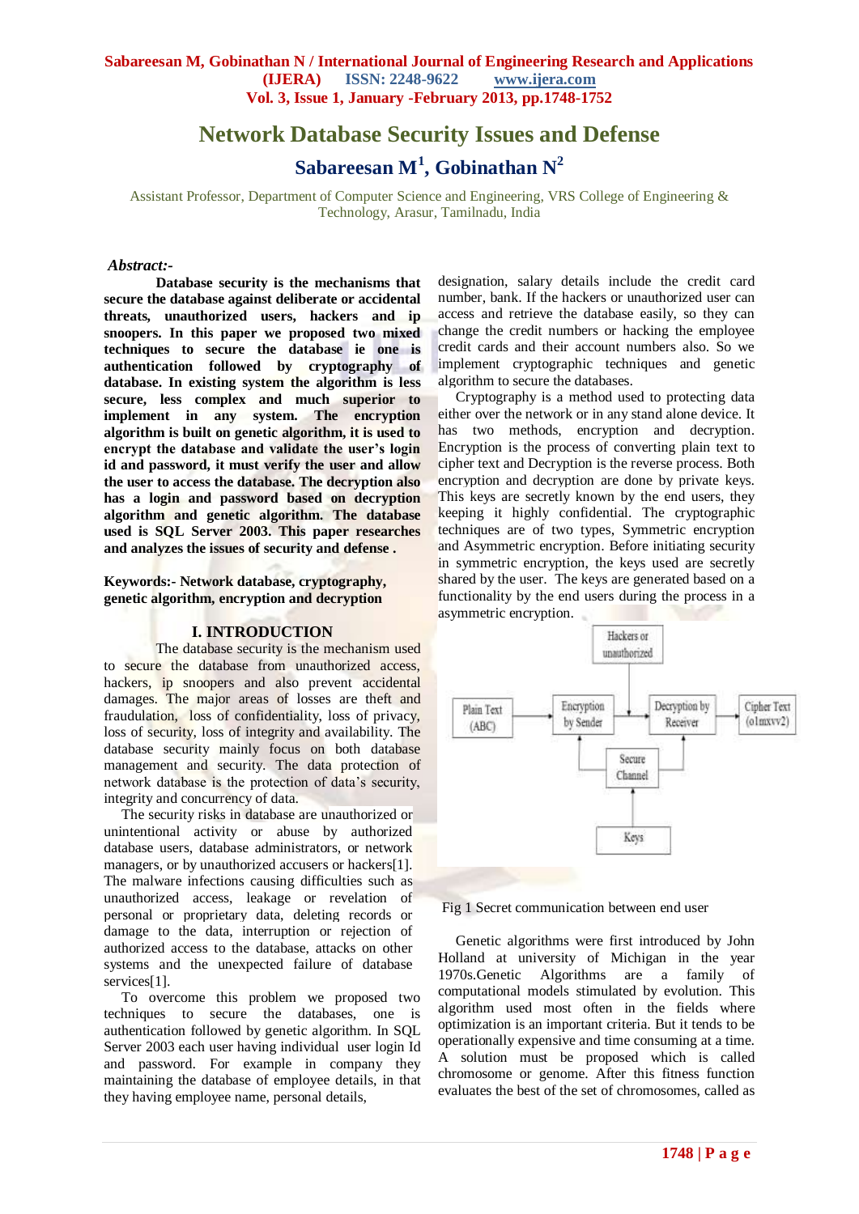# Network Database Security Issues and Defense

## Sabareesan M[1], Gobinathan N[2]

Assistant Professor, Department of Computer Science and Engineering, VRS College of Engineering & Technology, Arasur, Tamilnadu, India

***Abstract:-***

**Database security is the mechanisms that secure the database against deliberate or accidental threats, unauthorized users, hackers and ip snoopers. In this paper we proposed two mixed techniques to secure the database ie one is authentication followed by cryptography of database. In existing system the algorithm is less secure, less complex and much superior to implement in any system. The encryption algorithm is built on genetic algorithm, it is used to encrypt the database and validate the user's login id and password, it must verify the user and allow the user to access the database. The decryption also has a login and password based on decryption algorithm and genetic algorithm. The database used is SQL Server 2003. This paper researches and analyzes the issues of security and defense .**

**Keywords:- Network database, cryptography, genetic algorithm, encryption and decryption**

## I. INTRODUCTION

The database security is the mechanism used to secure the database from unauthorized access, hackers, ip snoopers and also prevent accidental damages. The major areas of losses are theft and fraudulation, loss of confidentiality, loss of privacy, loss of security, loss of integrity and availability. The database security mainly focus on both database management and security. The data protection of network database is the protection of data's security, integrity and concurrency of data.

The security risks in database are unauthorized or unintentional activity or abuse by authorized database users, database administrators, or network managers, or by unauthorized accusers or hackers[1]. The malware infections causing difficulties such as unauthorized access, leakage or revelation of personal or proprietary data, deleting records or damage to the data, interruption or rejection of authorized access to the database, attacks on other systems and the unexpected failure of database services[1].

To overcome this problem we proposed two techniques to secure the databases, one is authentication followed by genetic algorithm. In SQL Server 2003 each user having individual user login Id and password. For example in company they maintaining the database of employee details, in that they having employee name, personal details, designation, salary details include the credit card number, bank. If the hackers or unauthorized user can access and retrieve the database easily, so they can change the credit numbers or hacking the employee credit cards and their account numbers also. So we implement cryptographic techniques and genetic algorithm to secure the databases.

Cryptography is a method used to protecting data either over the network or in any stand alone device. It has two methods, encryption and decryption. Encryption is the process of converting plain text to cipher text and Decryption is the reverse process. Both encryption and decryption are done by private keys. This keys are secretly known by the end users, they keeping it highly confidential. The cryptographic techniques are of two types, Symmetric encryption and Asymmetric encryption. Before initiating security in symmetric encryption, the keys used are secretly shared by the user. The keys are generated based on a functionality by the end users during the process in a asymmetric encryption.

Hackers or unauthorized

Plain Text (ABC) → Encryption by Sender → Decryption by Receiver → Cipher Text (o1mxvv2)

Secure Channel

Keys

Fig 1 Secret communication between end user

Genetic algorithms were first introduced by John Holland at university of Michigan in the year 1970s.Genetic Algorithms are a family of computational models stimulated by evolution. This algorithm used most often in the fields where optimization is an important criteria. But it tends to be operationally expensive and time consuming at a time. A solution must be proposed which is called chromosome or genome. After this fitness function evaluates the best of the set of chromosomes, called as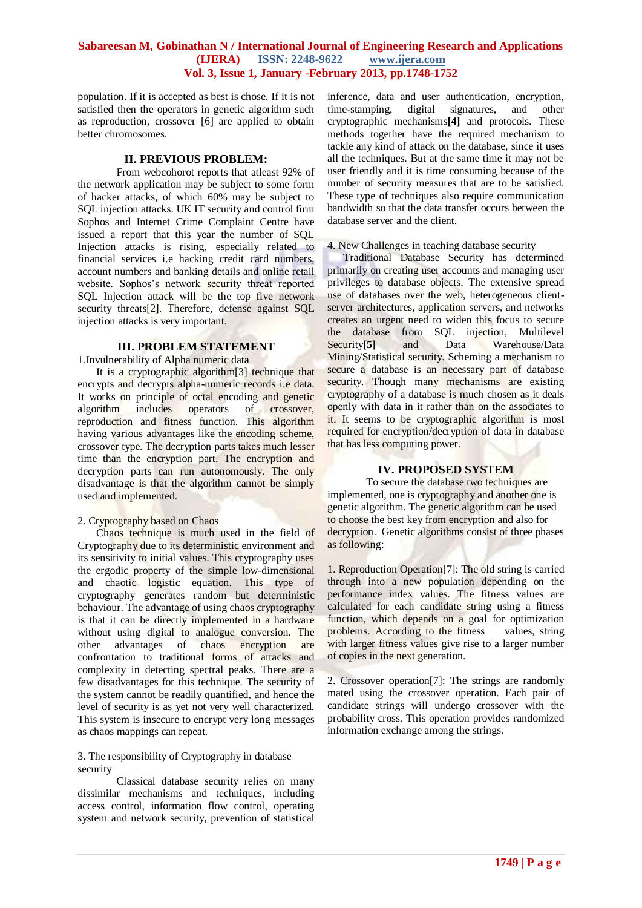population. If it is accepted as best is chose. If it is not satisfied then the operators in genetic algorithm such as reproduction, crossover [6] are applied to obtain better chromosomes.

## II. PREVIOUS PROBLEM:

From webcohorot reports that atleast 92% of the network application may be subject to some form of hacker attacks, of which 60% may be subject to SQL injection attacks. UK IT security and control firm Sophos and Internet Crime Complaint Centre have issued a report that this year the number of SQL Injection attacks is rising, especially related to financial services i.e hacking credit card numbers, account numbers and banking details and online retail website. Sophos's network security threat reported SQL Injection attack will be the top five network security threats[2]. Therefore, defense against SQL injection attacks is very important.

## III. PROBLEM STATEMENT

1.Invulnerability of Alpha numeric data

It is a cryptographic algorithm[3] technique that encrypts and decrypts alpha-numeric records i.e data. It works on principle of octal encoding and genetic algorithm includes operators of crossover, reproduction and fitness function. This algorithm having various advantages like the encoding scheme, crossover type. The decryption parts takes much lesser time than the encryption part. The encryption and decryption parts can run autonomously. The only disadvantage is that the algorithm cannot be simply used and implemented.

2. Cryptography based on Chaos

Chaos technique is much used in the field of Cryptography due to its deterministic environment and its sensitivity to initial values. This cryptography uses the ergodic property of the simple low-dimensional and chaotic logistic equation. This type of cryptography generates random but deterministic behaviour. The advantage of using chaos cryptography is that it can be directly implemented in a hardware without using digital to analogue conversion. The other advantages of chaos encryption are confrontation to traditional forms of attacks and complexity in detecting spectral peaks. There are a few disadvantages for this technique. The security of the system cannot be readily quantified, and hence the level of security is as yet not very well characterized. This system is insecure to encrypt very long messages as chaos mappings can repeat.

3. The responsibility of Cryptography in database security

Classical database security relies on many dissimilar mechanisms and techniques, including access control, information flow control, operating system and network security, prevention of statistical inference, data and user authentication, encryption, time-stamping, digital signatures, and other cryptographic mechanisms**[4]** and protocols. These methods together have the required mechanism to tackle any kind of attack on the database, since it uses all the techniques. But at the same time it may not be user friendly and it is time consuming because of the number of security measures that are to be satisfied. These type of techniques also require communication bandwidth so that the data transfer occurs between the database server and the client.

4. New Challenges in teaching database security

Traditional Database Security has determined primarily on creating user accounts and managing user privileges to database objects. The extensive spread use of databases over the web, heterogeneous client-server architectures, application servers, and networks creates an urgent need to widen this focus to secure the database from SQL injection, Multilevel Security**[5]** and Data Warehouse/Data Mining/Statistical security. Scheming a mechanism to secure a database is an necessary part of database security. Though many mechanisms are existing cryptography of a database is much chosen as it deals openly with data in it rather than on the associates to it. It seems to be cryptographic algorithm is most required for encryption/decryption of data in database that has less computing power.

## IV. PROPOSED SYSTEM

To secure the database two techniques are implemented, one is cryptography and another one is genetic algorithm. The genetic algorithm can be used to choose the best key from encryption and also for decryption. Genetic algorithms consist of three phases as following:

1. Reproduction Operation[7]: The old string is carried through into a new population depending on the performance index values. The fitness values are calculated for each candidate string using a fitness function, which depends on a goal for optimization problems. According to the fitness values, string with larger fitness values give rise to a larger number of copies in the next generation.

2. Crossover operation[7]: The strings are randomly mated using the crossover operation. Each pair of candidate strings will undergo crossover with the probability cross. This operation provides randomized information exchange among the strings.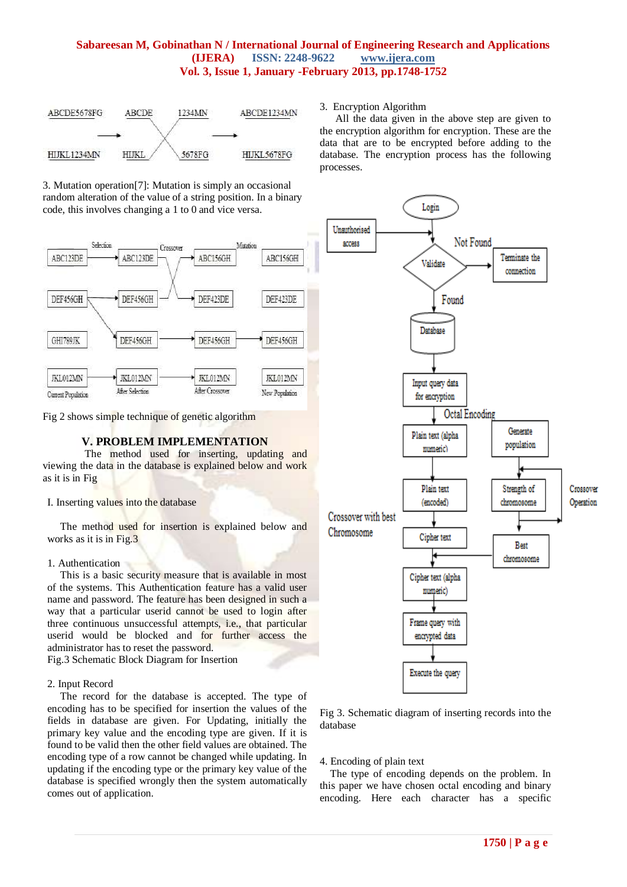3. Mutation operation[7]: Mutation is simply an occasional random alteration of the value of a string position. In a binary code, this involves changing a 1 to 0 and vice versa.

Fig 2 shows simple technique of genetic algorithm

## V. PROBLEM IMPLEMENATION

The method used for inserting, updating and viewing the data in the database is explained below and work as it is in Fig

I. Inserting values into the database

The method used for insertion is explained below and works as it is in Fig.3

1. Authentication

This is a basic security measure that is available in most of the systems. This Authentication feature has a valid user name and password. The feature has been designed in such a way that a particular userid cannot be used to login after three continuous unsuccessful attempts, i.e., that particular userid would be blocked and for further access the administrator has to reset the password.

Fig.3 Schematic Block Diagram for Insertion

2. Input Record

The record for the database is accepted. The type of encoding has to be specified for insertion the values of the fields in database are given. For Updating, initially the primary key value and the encoding type are given. If it is found to be valid then the other field values are obtained. The encoding type of a row cannot be changed while updating. In updating if the encoding type or the primary key value of the database is specified wrongly then the system automatically comes out of application.

3. Encryption Algorithm

All the data given in the above step are given to the encryption algorithm for encryption. These are the data that are to be encrypted before adding to the database. The encryption process has the following processes.

Fig 3. Schematic diagram of inserting records into the database

4. Encoding of plain text

The type of encoding depends on the problem. In this paper we have chosen octal encoding and binary encoding. Here each character has a specific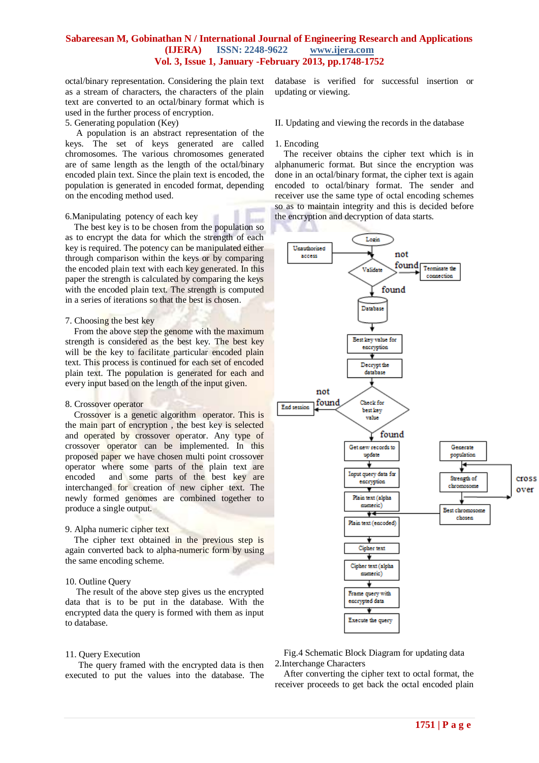octal/binary representation. Considering the plain text as a stream of characters, the characters of the plain text are converted to an octal/binary format which is used in the further process of encryption.

5. Generating population (Key)

A population is an abstract representation of the keys. The set of keys generated are called chromosomes. The various chromosomes generated are of same length as the length of the octal/binary encoded plain text. Since the plain text is encoded, the population is generated in encoded format, depending on the encoding method used.

6.Manipulating potency of each key

The best key is to be chosen from the population so as to encrypt the data for which the strength of each key is required. The potency can be manipulated either through strength comparison within the keys or by comparing the encoded plain text with each key generated. In this paper the strength is calculated by comparing the keys with the encoded plain text. The strength is computed in a series of iterations so that the best is chosen.

7. Choosing the best key

From the above step the genome with the maximum strength is considered as the best key. The best key will be the key to facilitate particular encoded plain text. This process is continued for each set of encoded plain text. The population is generated for each and every input based on the length of the input given.

8. Crossover operator

Crossover is a genetic algorithm operator. This is the main part of encryption , the best key is selected and operated by crossover operator. Any type of crossover operator can be implemented. In this proposed paper we have chosen multi point crossover operator where some parts of the plain text are encoded and some parts of the best key are interchanged for creation of new cipher text. The newly formed genomes are combined together to produce a single output.

9. Alpha numeric cipher text

The cipher text obtained in the previous step is again converted back to alpha-numeric form by using the same encoding scheme.

10. Outline Query

The result of the above step gives us the encrypted data that is to be put in the database. With the encrypted data the query is formed with them as input to database.

11. Query Execution

The query framed with the encrypted data is then executed to put the values into the database. The database is verified for successful insertion or updating or viewing.

II. Updating and viewing the records in the database

1. Encoding

The receiver obtains the cipher text which is in alphanumeric format. But since the encryption was done in an octal/binary format, the cipher text is again encoded to octal/binary format. The sender and receiver use the same type of octal encoding schemes so as to maintain integrity and this is decided before the encryption and decryption of data starts.

Fig.4 Schematic Block Diagram for updating data

2.Interchange Characters

After converting the cipher text to octal format, the receiver proceeds to get back the octal encoded plain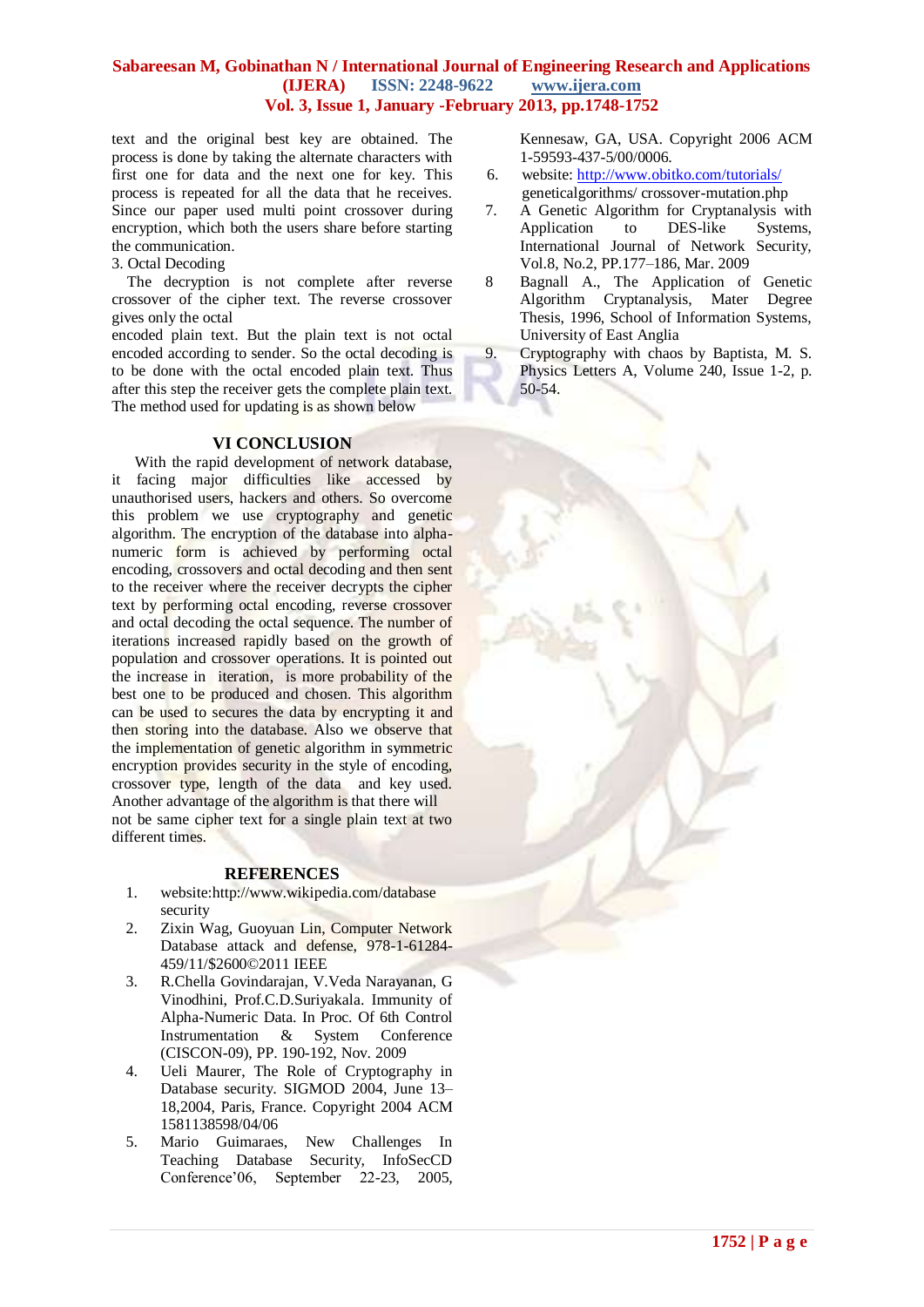text and the original best key are obtained. The process is done by taking the alternate characters with first one for data and the next one for key. This process is repeated for all the data that he receives. Since our paper used multi point crossover during encryption, which both the users share before starting the communication.

3. Octal Decoding

The decryption is not complete after reverse crossover of the cipher text. The reverse crossover gives only the octal encoded plain text. But the plain text is not octal encoded according to sender. So the octal decoding is to be done with the octal encoded plain text. Thus after this step the receiver gets the complete plain text. The method used for updating is as shown below

## VI CONCLUSION

With the rapid development of network database, it facing major difficulties like accessed by unauthorised users, hackers and others. So overcome this problem we use cryptography and genetic algorithm. The encryption of the database into alpha-numeric form is achieved by performing octal encoding, crossovers and octal decoding and then sent to the receiver where the receiver decrypts the cipher text by performing octal encoding, reverse crossover and octal decoding the octal sequence. The number of iterations increased rapidly based on the growth of population and crossover operations. It is pointed out the increase in iteration, is more probability of the best one to be produced and chosen. This algorithm can be used to secures the data by encrypting it and then storing into the database. Also we observe that the implementation of genetic algorithm in symmetric encryption provides security in the style of encoding, crossover type, length of the data and key used. Another advantage of the algorithm is that there will not be same cipher text for a single plain text at two different times.

## REFERENCES

1. website:http://www.wikipedia.com/database security
2. Zixin Wag, Guoyuan Lin, Computer Network Database attack and defense, 978-1-61284-459/11/$2600©2011 IEEE
3. R.Chella Govindarajan, V.Veda Narayanan, G Vinodhini, Prof.C.D.Suriyakala. Immunity of Alpha-Numeric Data. In Proc. Of 6th Control Instrumentation & System Conference (CISCON-09), PP. 190-192, Nov. 2009
4. Ueli Maurer, The Role of Cryptography in Database security. SIGMOD 2004, June 13–18,2004, Paris, France. Copyright 2004 ACM 1581138598/04/06
5. Mario Guimaraes, New Challenges In Teaching Database Security, InfoSecCD Conference'06, September 22-23, 2005, Kennesaw, GA, USA. Copyright 2006 ACM 1-59593-437-5/00/0006.
6. website: http://www.obitko.com/tutorials/ geneticalgorithms/ crossover-mutation.php
7. A Genetic Algorithm for Cryptanalysis with Application to DES-like Systems, International Journal of Network Security, Vol.8, No.2, PP.177–186, Mar. 2009
8. Bagnall A., The Application of Genetic Algorithm Cryptanalysis, Mater Degree Thesis, 1996, School of Information Systems, University of East Anglia
9. Cryptography with chaos by Baptista, M. S. Physics Letters A, Volume 240, Issue 1-2, p. 50-54.